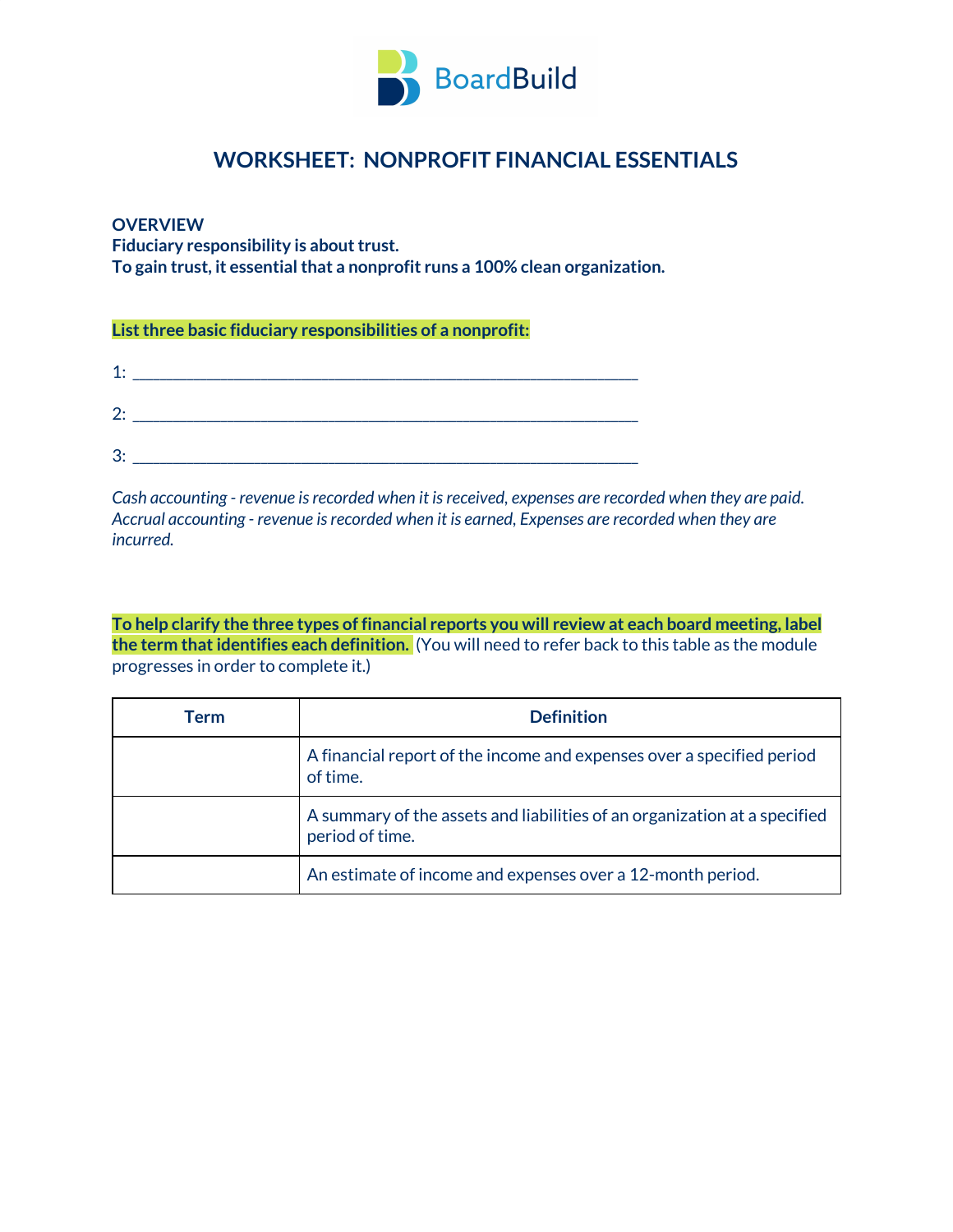BoardBuild

# WORKSHEET: NONPROFIT FINANCIAL ESSENTIALS

**OVERVIEW**
**Fiduciary responsibility is about trust.**
**To gain trust, it essential that a nonprofit runs a 100% clean organization.**

**List three basic fiduciary responsibilities of a nonprofit:**

1: ____________________________________________________________

2: ____________________________________________________________

3: ____________________________________________________________

*Cash accounting - revenue is recorded when it is received, expenses are recorded when they are paid.*
*Accrual accounting - revenue is recorded when it is earned, Expenses are recorded when they are incurred.*

**To help clarify the three types of financial reports you will review at each board meeting, label the term that identifies each definition.** (You will need to refer back to this table as the module progresses in order to complete it.)

| Term | Definition |
| --- | --- |
| | A financial report of the income and expenses over a specified period of time. |
| | A summary of the assets and liabilities of an organization at a specified period of time. |
| | An estimate of income and expenses over a 12-month period. |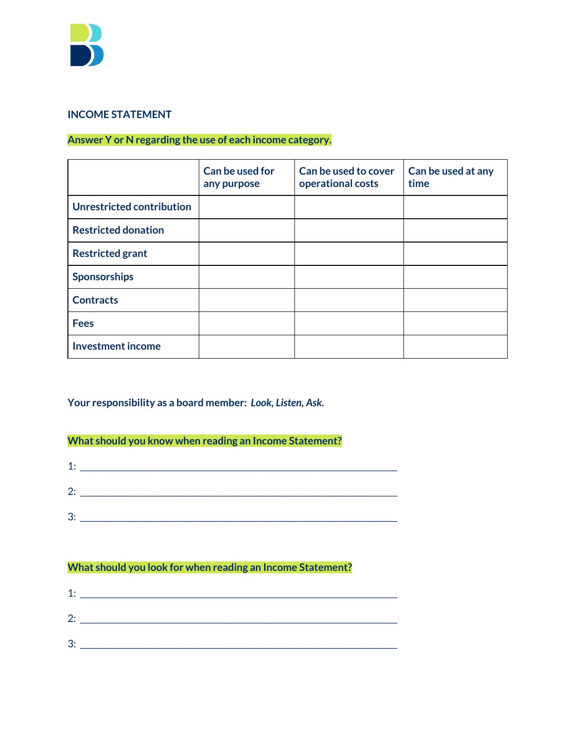## INCOME STATEMENT

**Answer Y or N regarding the use of each income category.**

| | Can be used for any purpose | Can be used to cover operational costs | Can be used at any time |
|---|---|---|---|
| Unrestricted contribution | | | |
| Restricted donation | | | |
| Restricted grant | | | |
| Sponsorships | | | |
| Contracts | | | |
| Fees | | | |
| Investment income | | | |

**Your responsibility as a board member:** ***Look, Listen, Ask.***

**What should you know when reading an Income Statement?**

1: ______________________________________________________________

2: ______________________________________________________________

3: ______________________________________________________________

**What should you look for when reading an Income Statement?**

1: ______________________________________________________________

2: ______________________________________________________________

3: ______________________________________________________________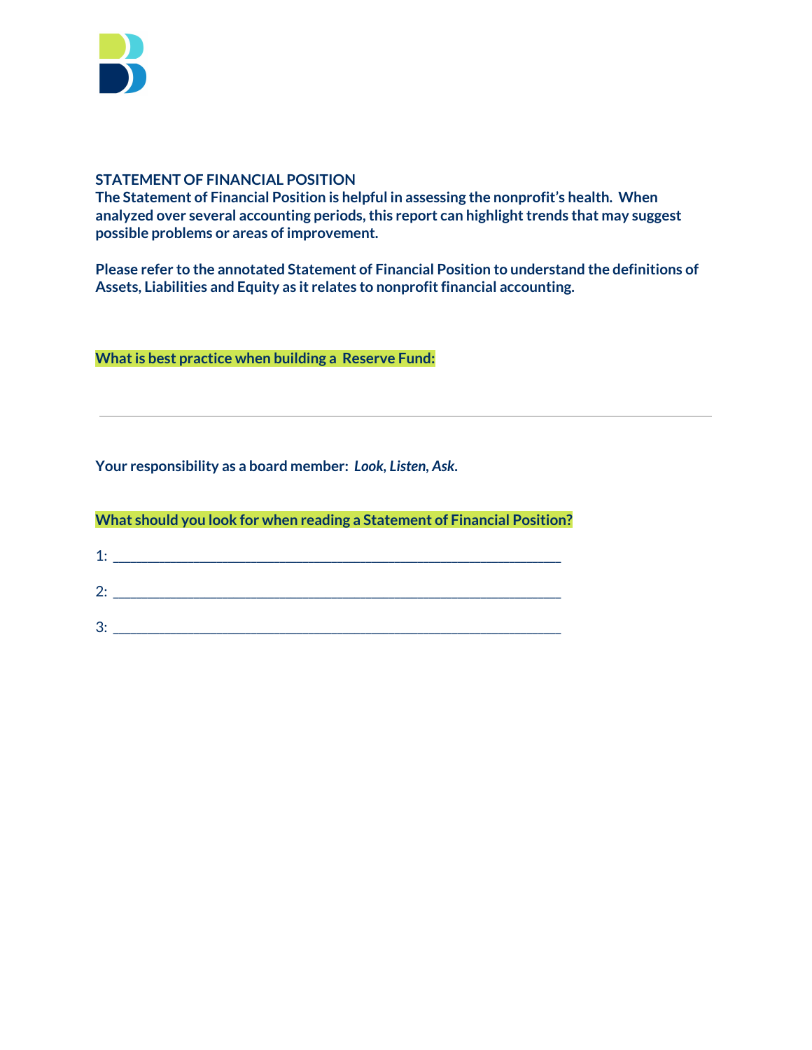## STATEMENT OF FINANCIAL POSITION

**The Statement of Financial Position is helpful in assessing the nonprofit's health. When analyzed over several accounting periods, this report can highlight trends that may suggest possible problems or areas of improvement.**

**Please refer to the annotated Statement of Financial Position to understand the definitions of Assets, Liabilities and Equity as it relates to nonprofit financial accounting.**

**What is best practice when building a Reserve Fund:**

---

**Your responsibility as a board member:** ***Look, Listen, Ask.***

**What should you look for when reading a Statement of Financial Position?**

1: ______________________________________________________________

2: ______________________________________________________________

3: ______________________________________________________________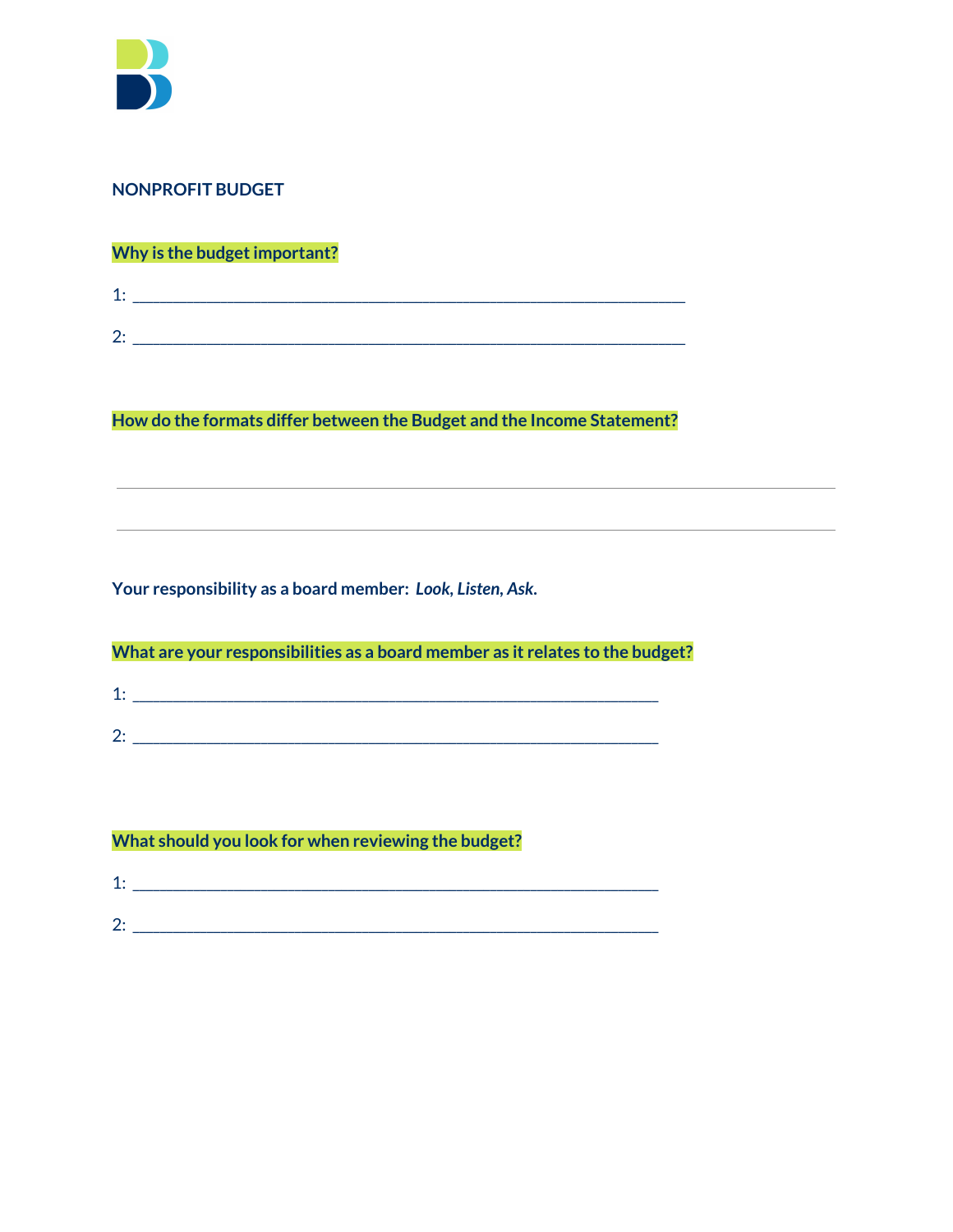## NONPROFIT BUDGET

**Why is the budget important?**

1: ______________________________________________________________

2: ______________________________________________________________

**How do the formats differ between the Budget and the Income Statement?**

______________________________________________________________

______________________________________________________________

**Your responsibility as a board member: *Look, Listen, Ask*.**

**What are your responsibilities as a board member as it relates to the budget?**

1: ___________________________________________________________

2: ___________________________________________________________

**What should you look for when reviewing the budget?**

1: ___________________________________________________________

2: ___________________________________________________________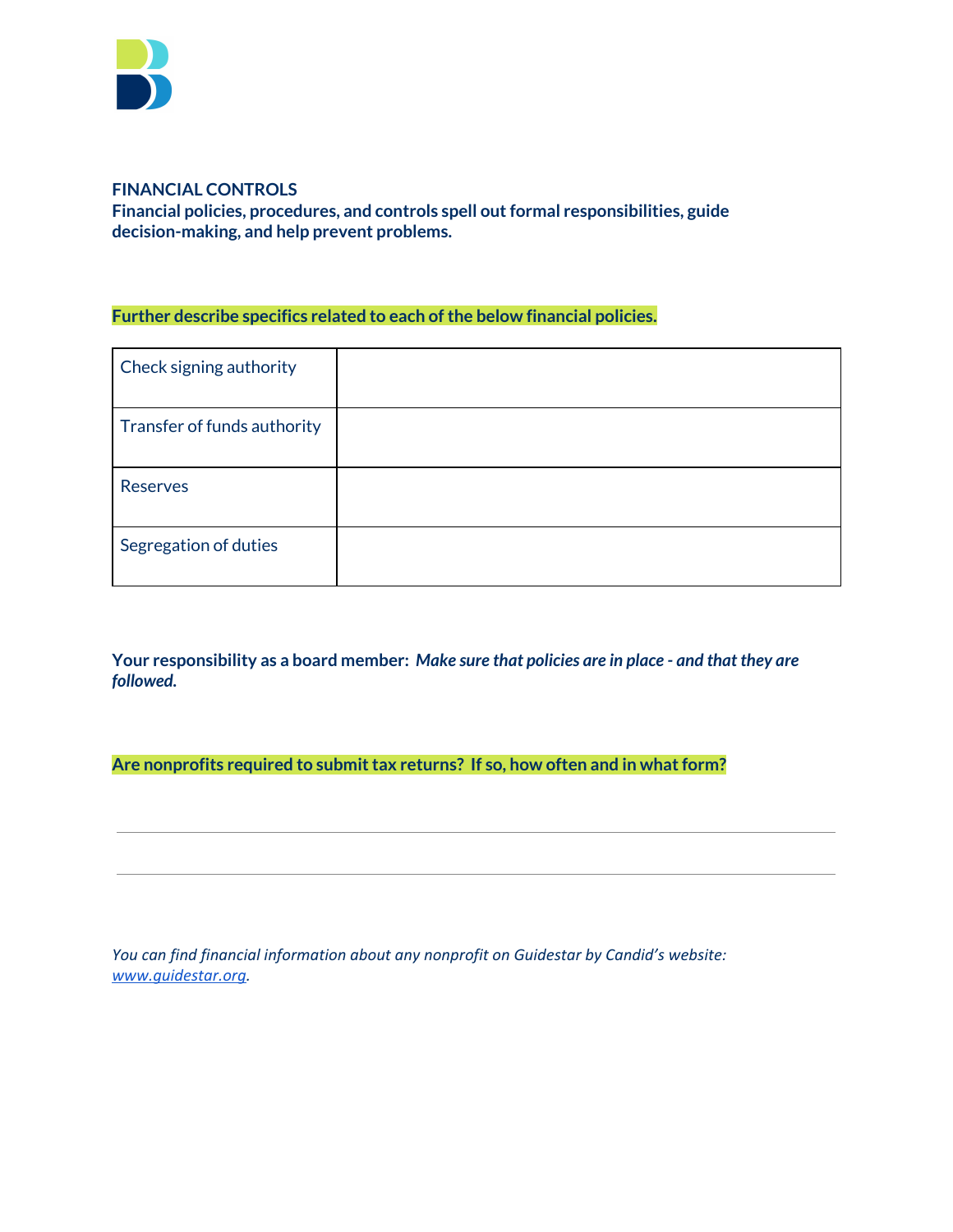**FINANCIAL CONTROLS**
**Financial policies, procedures, and controls spell out formal responsibilities, guide decision-making, and help prevent problems.**

**Further describe specifics related to each of the below financial policies.**

| | |
|---|---|
| Check signing authority | |
| Transfer of funds authority | |
| Reserves | |
| Segregation of duties | |

**Your responsibility as a board member:** ***Make sure that policies are in place - and that they are followed.***

**Are nonprofits required to submit tax returns? If so, how often and in what form?**

---

---

*You can find financial information about any nonprofit on Guidestar by Candid's website: [www.guidestar.org](http://www.guidestar.org).*